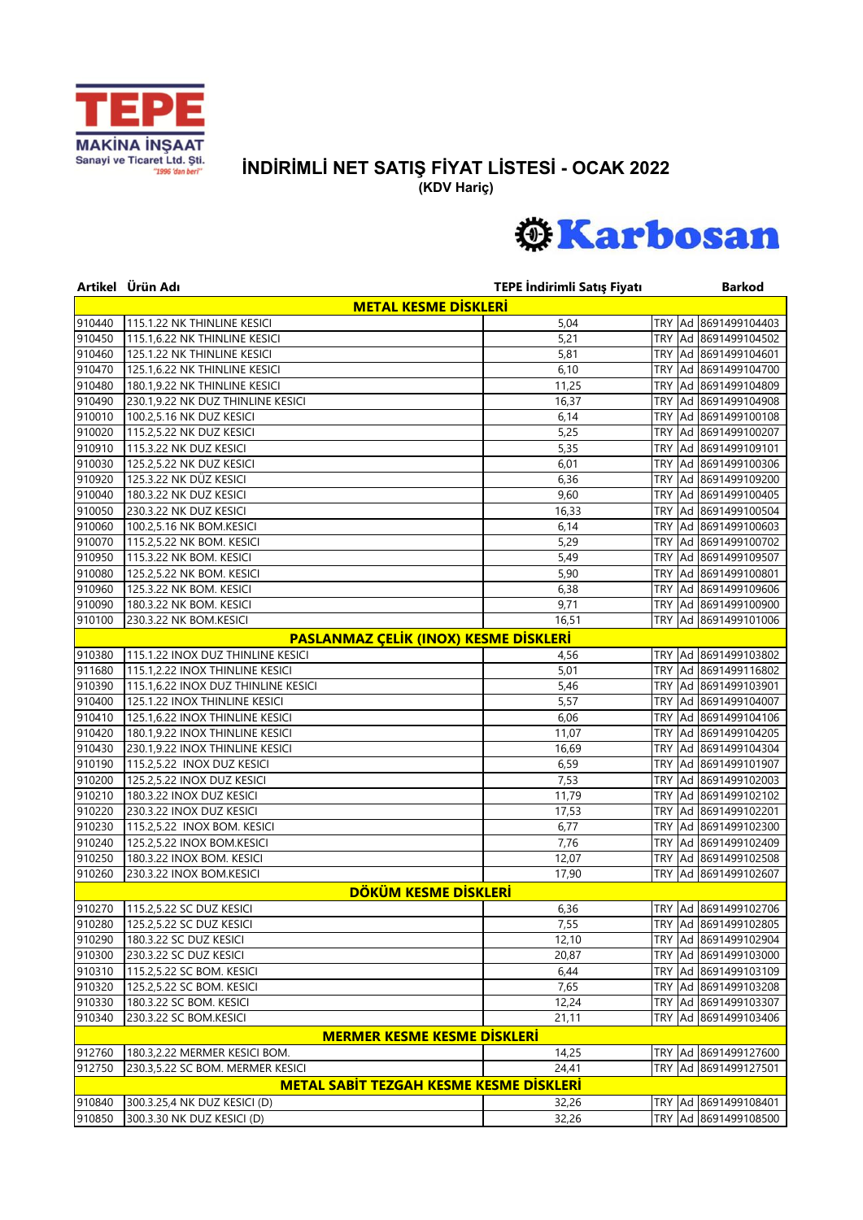TEPE MAKİNA İNŞAAT Sanayi ve Ticaret Ltd. Şti. "1996 'dan beri"

# İNDİRİMLİ NET SATIŞ FİYAT LİSTESİ - OCAK 2022

**(KDV Hariç)**

Karbosan

| Artikel | Ürün Adı | TEPE İndirimli Satış Fiyatı | | | Barkod |
|---|---|---|---|---|---|
| | **METAL KESME DİSKLERİ** | | | | |
| 910440 | 115.1.22 NK THINLINE KESICI | 5,04 | TRY | Ad | 8691499104403 |
| 910450 | 115.1,6.22 NK THINLINE KESICI | 5,21 | TRY | Ad | 8691499104502 |
| 910460 | 125.1.22 NK THINLINE KESICI | 5,81 | TRY | Ad | 8691499104601 |
| 910470 | 125.1,6.22 NK THINLINE KESICI | 6,10 | TRY | Ad | 8691499104700 |
| 910480 | 180.1,9.22 NK THINLINE KESICI | 11,25 | TRY | Ad | 8691499104809 |
| 910490 | 230.1,9.22 NK DUZ THINLINE KESICI | 16,37 | TRY | Ad | 8691499104908 |
| 910010 | 100.2,5.16 NK DUZ KESICI | 6,14 | TRY | Ad | 8691499100108 |
| 910020 | 115.2,5.22 NK DUZ KESICI | 5,25 | TRY | Ad | 8691499100207 |
| 910910 | 115.3.22 NK DUZ KESICI | 5,35 | TRY | Ad | 8691499109101 |
| 910030 | 125.2,5.22 NK DUZ KESICI | 6,01 | TRY | Ad | 8691499100306 |
| 910920 | 125.3.22 NK DÜZ KESICI | 6,36 | TRY | Ad | 8691499109200 |
| 910040 | 180.3.22 NK DUZ KESICI | 9,60 | TRY | Ad | 8691499100405 |
| 910050 | 230.3.22 NK DUZ KESICI | 16,33 | TRY | Ad | 8691499100504 |
| 910060 | 100.2,5.16 NK BOM.KESICI | 6,14 | TRY | Ad | 8691499100603 |
| 910070 | 115.2,5.22 NK BOM. KESICI | 5,29 | TRY | Ad | 8691499100702 |
| 910950 | 115.3.22 NK BOM. KESICI | 5,49 | TRY | Ad | 8691499109507 |
| 910080 | 125.2,5.22 NK BOM. KESICI | 5,90 | TRY | Ad | 8691499100801 |
| 910960 | 125.3.22 NK BOM. KESICI | 6,38 | TRY | Ad | 8691499109606 |
| 910090 | 180.3.22 NK BOM. KESICI | 9,71 | TRY | Ad | 8691499100900 |
| 910100 | 230.3.22 NK BOM.KESICI | 16,51 | TRY | Ad | 8691499101006 |
| | **PASLANMAZ ÇELİK (INOX) KESME DİSKLERİ** | | | | |
| 910380 | 115.1.22 INOX DUZ THINLINE KESICI | 4,56 | TRY | Ad | 8691499103802 |
| 911680 | 115.1,2.22 INOX THINLINE KESICI | 5,01 | TRY | Ad | 8691499116802 |
| 910390 | 115.1,6.22 INOX DUZ THINLINE KESICI | 5,46 | TRY | Ad | 8691499103901 |
| 910400 | 125.1.22 INOX THINLINE KESICI | 5,57 | TRY | Ad | 8691499104007 |
| 910410 | 125.1,6.22 INOX THINLINE KESICI | 6,06 | TRY | Ad | 8691499104106 |
| 910420 | 180.1,9.22 INOX THINLINE KESICI | 11,07 | TRY | Ad | 8691499104205 |
| 910430 | 230.1,9.22 INOX THINLINE KESICI | 16,69 | TRY | Ad | 8691499104304 |
| 910190 | 115.2,5.22 INOX DUZ KESICI | 6,59 | TRY | Ad | 8691499101907 |
| 910200 | 125.2,5.22 INOX DUZ KESICI | 7,53 | TRY | Ad | 8691499102003 |
| 910210 | 180.3.22 INOX DUZ KESICI | 11,79 | TRY | Ad | 8691499102102 |
| 910220 | 230.3.22 INOX DUZ KESICI | 17,53 | TRY | Ad | 8691499102201 |
| 910230 | 115.2,5.22 INOX BOM. KESICI | 6,77 | TRY | Ad | 8691499102300 |
| 910240 | 125.2,5.22 INOX BOM.KESICI | 7,76 | TRY | Ad | 8691499102409 |
| 910250 | 180.3.22 INOX BOM. KESICI | 12,07 | TRY | Ad | 8691499102508 |
| 910260 | 230.3.22 INOX BOM.KESICI | 17,90 | TRY | Ad | 8691499102607 |
| | **DÖKÜM KESME DİSKLERİ** | | | | |
| 910270 | 115.2,5.22 SC DUZ KESICI | 6,36 | TRY | Ad | 8691499102706 |
| 910280 | 125.2,5.22 SC DUZ KESICI | 7,55 | TRY | Ad | 8691499102805 |
| 910290 | 180.3.22 SC DUZ KESICI | 12,10 | TRY | Ad | 8691499102904 |
| 910300 | 230.3.22 SC DUZ KESICI | 20,87 | TRY | Ad | 8691499103000 |
| 910310 | 115.2,5.22 SC BOM. KESICI | 6,44 | TRY | Ad | 8691499103109 |
| 910320 | 125.2,5.22 SC BOM. KESICI | 7,65 | TRY | Ad | 8691499103208 |
| 910330 | 180.3.22 SC BOM. KESICI | 12,24 | TRY | Ad | 8691499103307 |
| 910340 | 230.3.22 SC BOM.KESICI | 21,11 | TRY | Ad | 8691499103406 |
| | **MERMER KESME KESME DİSKLERİ** | | | | |
| 912760 | 180.3,2.22 MERMER KESICI BOM. | 14,25 | TRY | Ad | 8691499127600 |
| 912750 | 230.3,5.22 SC BOM. MERMER KESICI | 24,41 | TRY | Ad | 8691499127501 |
| | **METAL SABİT TEZGAH KESME KESME DİSKLERİ** | | | | |
| 910840 | 300.3.25,4 NK DUZ KESICI (D) | 32,26 | TRY | Ad | 8691499108401 |
| 910850 | 300.3.30 NK DUZ KESICI (D) | 32,26 | TRY | Ad | 8691499108500 |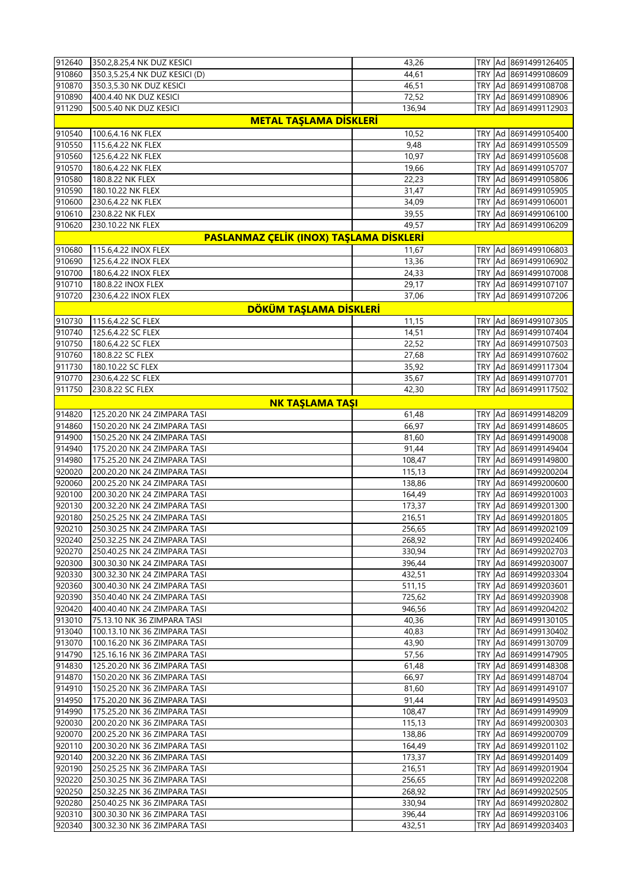| | | | | | |
|---|---|---|---|---|---|
| 912640 | 350.2,8.25,4 NK DUZ KESICI | 43,26 | TRY | Ad | 8691499126405 |
| 910860 | 350.3,5.25,4 NK DUZ KESICI (D) | 44,61 | TRY | Ad | 8691499108609 |
| 910870 | 350.3,5.30 NK DUZ KESICI | 46,51 | TRY | Ad | 8691499108708 |
| 910890 | 400.4.40 NK DUZ KESICI | 72,52 | TRY | Ad | 8691499108906 |
| 911290 | 500.5.40 NK DUZ KESICI | 136,94 | TRY | Ad | 8691499112903 |
| | **METAL TAŞLAMA DİSKLERİ** | | | | |
| 910540 | 100.6,4.16 NK FLEX | 10,52 | TRY | Ad | 8691499105400 |
| 910550 | 115.6,4.22 NK FLEX | 9,48 | TRY | Ad | 8691499105509 |
| 910560 | 125.6,4.22 NK FLEX | 10,97 | TRY | Ad | 8691499105608 |
| 910570 | 180.6,4.22 NK FLEX | 19,66 | TRY | Ad | 8691499105707 |
| 910580 | 180.8.22 NK FLEX | 22,23 | TRY | Ad | 8691499105806 |
| 910590 | 180.10.22 NK FLEX | 31,47 | TRY | Ad | 8691499105905 |
| 910600 | 230.6,4.22 NK FLEX | 34,09 | TRY | Ad | 8691499106001 |
| 910610 | 230.8.22 NK FLEX | 39,55 | TRY | Ad | 8691499106100 |
| 910620 | 230.10.22 NK FLEX | 49,57 | TRY | Ad | 8691499106209 |
| | **PASLANMAZ ÇELİK (INOX) TAŞLAMA DİSKLERİ** | | | | |
| 910680 | 115.6,4.22 INOX FLEX | 11,67 | TRY | Ad | 8691499106803 |
| 910690 | 125.6,4.22 INOX FLEX | 13,36 | TRY | Ad | 8691499106902 |
| 910700 | 180.6,4.22 INOX FLEX | 24,33 | TRY | Ad | 8691499107008 |
| 910710 | 180.8.22 INOX FLEX | 29,17 | TRY | Ad | 8691499107107 |
| 910720 | 230.6,4.22 INOX FLEX | 37,06 | TRY | Ad | 8691499107206 |
| | **DÖKÜM TAŞLAMA DİSKLERİ** | | | | |
| 910730 | 115.6,4.22 SC FLEX | 11,15 | TRY | Ad | 8691499107305 |
| 910740 | 125.6,4.22 SC FLEX | 14,51 | TRY | Ad | 8691499107404 |
| 910750 | 180.6,4.22 SC FLEX | 22,52 | TRY | Ad | 8691499107503 |
| 910760 | 180.8.22 SC FLEX | 27,68 | TRY | Ad | 8691499107602 |
| 911730 | 180.10.22 SC FLEX | 35,92 | TRY | Ad | 8691499117304 |
| 910770 | 230.6,4.22 SC FLEX | 35,67 | TRY | Ad | 8691499107701 |
| 911750 | 230.8.22 SC FLEX | 42,30 | TRY | Ad | 8691499117502 |
| | **NK TAŞLAMA TAŞI** | | | | |
| 914820 | 125.20.20 NK 24 ZIMPARA TASI | 61,48 | TRY | Ad | 8691499148209 |
| 914860 | 150.20.20 NK 24 ZIMPARA TASI | 66,97 | TRY | Ad | 8691499148605 |
| 914900 | 150.25.20 NK 24 ZIMPARA TASI | 81,60 | TRY | Ad | 8691499149008 |
| 914940 | 175.20.20 NK 24 ZIMPARA TASI | 91,44 | TRY | Ad | 8691499149404 |
| 914980 | 175.25.20 NK 24 ZIMPARA TASI | 108,47 | TRY | Ad | 8691499149800 |
| 920020 | 200.20.20 NK 24 ZIMPARA TASI | 115,13 | TRY | Ad | 8691499200204 |
| 920060 | 200.25.20 NK 24 ZIMPARA TASI | 138,86 | TRY | Ad | 8691499200600 |
| 920100 | 200.30.20 NK 24 ZIMPARA TASI | 164,49 | TRY | Ad | 8691499201003 |
| 920130 | 200.32.20 NK 24 ZIMPARA TASI | 173,37 | TRY | Ad | 8691499201300 |
| 920180 | 250.25.25 NK 24 ZIMPARA TASI | 216,51 | TRY | Ad | 8691499201805 |
| 920210 | 250.30.25 NK 24 ZIMPARA TASI | 256,65 | TRY | Ad | 8691499202109 |
| 920240 | 250.32.25 NK 24 ZIMPARA TASI | 268,92 | TRY | Ad | 8691499202406 |
| 920270 | 250.40.25 NK 24 ZIMPARA TASI | 330,94 | TRY | Ad | 8691499202703 |
| 920300 | 300.30.30 NK 24 ZIMPARA TASI | 396,44 | TRY | Ad | 8691499203007 |
| 920330 | 300.32.30 NK 24 ZIMPARA TASI | 432,51 | TRY | Ad | 8691499203304 |
| 920360 | 300.40.30 NK 24 ZIMPARA TASI | 511,15 | TRY | Ad | 8691499203601 |
| 920390 | 350.40.40 NK 24 ZIMPARA TASI | 725,62 | TRY | Ad | 8691499203908 |
| 920420 | 400.40.40 NK 24 ZIMPARA TASI | 946,56 | TRY | Ad | 8691499204202 |
| 913010 | 75.13.10 NK 36 ZIMPARA TASI | 40,36 | TRY | Ad | 8691499130105 |
| 913040 | 100.13.10 NK 36 ZIMPARA TASI | 40,83 | TRY | Ad | 8691499130402 |
| 913070 | 100.16.20 NK 36 ZIMPARA TASI | 43,90 | TRY | Ad | 8691499130709 |
| 914790 | 125.16.16 NK 36 ZIMPARA TASI | 57,56 | TRY | Ad | 8691499147905 |
| 914830 | 125.20.20 NK 36 ZIMPARA TASI | 61,48 | TRY | Ad | 8691499148308 |
| 914870 | 150.20.20 NK 36 ZIMPARA TASI | 66,97 | TRY | Ad | 8691499148704 |
| 914910 | 150.25.20 NK 36 ZIMPARA TASI | 81,60 | TRY | Ad | 8691499149107 |
| 914950 | 175.20.20 NK 36 ZIMPARA TASI | 91,44 | TRY | Ad | 8691499149503 |
| 914990 | 175.25.20 NK 36 ZIMPARA TASI | 108,47 | TRY | Ad | 8691499149909 |
| 920030 | 200.20.20 NK 36 ZIMPARA TASI | 115,13 | TRY | Ad | 8691499200303 |
| 920070 | 200.25.20 NK 36 ZIMPARA TASI | 138,86 | TRY | Ad | 8691499200709 |
| 920110 | 200.30.20 NK 36 ZIMPARA TASI | 164,49 | TRY | Ad | 8691499201102 |
| 920140 | 200.32.20 NK 36 ZIMPARA TASI | 173,37 | TRY | Ad | 8691499201409 |
| 920190 | 250.25.25 NK 36 ZIMPARA TASI | 216,51 | TRY | Ad | 8691499201904 |
| 920220 | 250.30.25 NK 36 ZIMPARA TASI | 256,65 | TRY | Ad | 8691499202208 |
| 920250 | 250.32.25 NK 36 ZIMPARA TASI | 268,92 | TRY | Ad | 8691499202505 |
| 920280 | 250.40.25 NK 36 ZIMPARA TASI | 330,94 | TRY | Ad | 8691499202802 |
| 920310 | 300.30.30 NK 36 ZIMPARA TASI | 396,44 | TRY | Ad | 8691499203106 |
| 920340 | 300.32.30 NK 36 ZIMPARA TASI | 432,51 | TRY | Ad | 8691499203403 |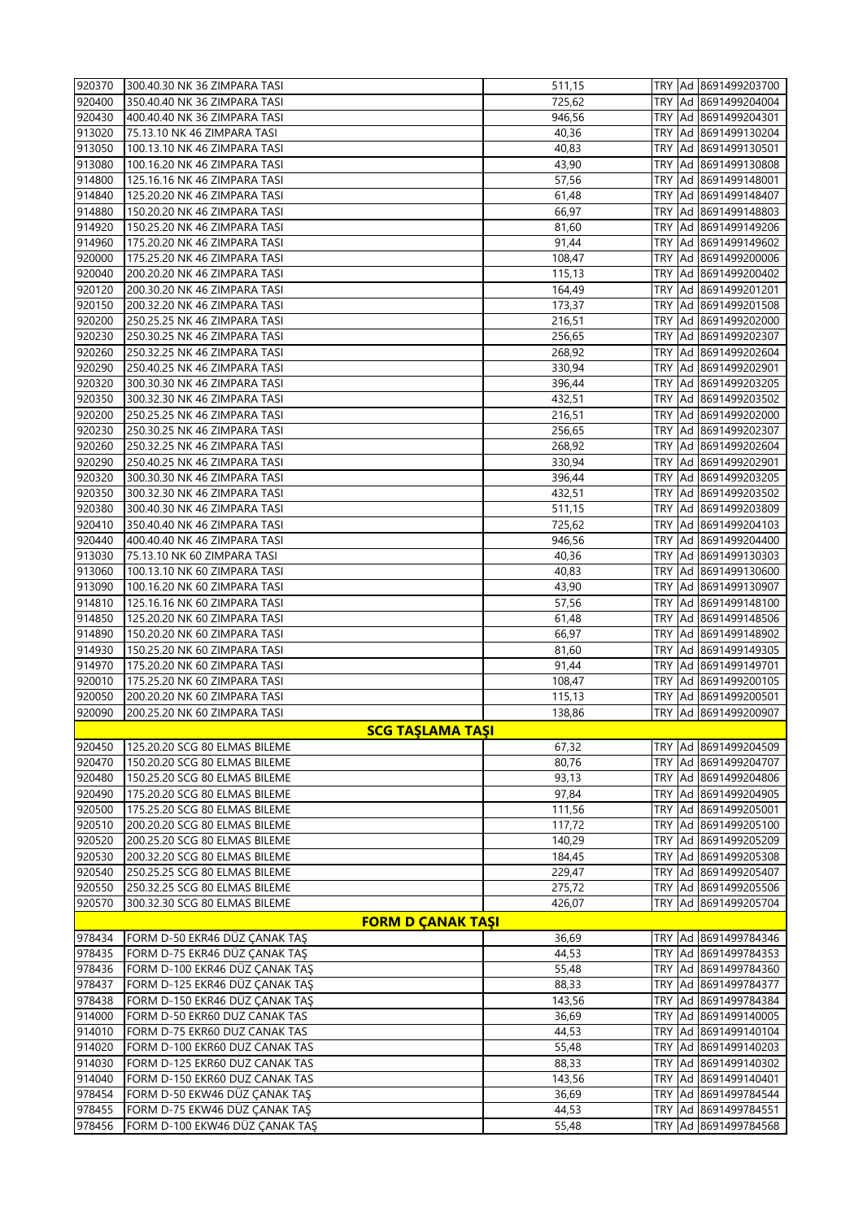| | | | | | |
|---|---|---|---|---|---|
| 920370 | 300.40.30 NK 36 ZIMPARA TASI | 511,15 | TRY | Ad | 8691499203700 |
| 920400 | 350.40.40 NK 36 ZIMPARA TASI | 725,62 | TRY | Ad | 8691499204004 |
| 920430 | 400.40.40 NK 36 ZIMPARA TASI | 946,56 | TRY | Ad | 8691499204301 |
| 913020 | 75.13.10 NK 46 ZIMPARA TASI | 40,36 | TRY | Ad | 8691499130204 |
| 913050 | 100.13.10 NK 46 ZIMPARA TASI | 40,83 | TRY | Ad | 8691499130501 |
| 913080 | 100.16.20 NK 46 ZIMPARA TASI | 43,90 | TRY | Ad | 8691499130808 |
| 914800 | 125.16.16 NK 46 ZIMPARA TASI | 57,56 | TRY | Ad | 8691499148001 |
| 914840 | 125.20.20 NK 46 ZIMPARA TASI | 61,48 | TRY | Ad | 8691499148407 |
| 914880 | 150.20.20 NK 46 ZIMPARA TASI | 66,97 | TRY | Ad | 8691499148803 |
| 914920 | 150.25.20 NK 46 ZIMPARA TASI | 81,60 | TRY | Ad | 8691499149206 |
| 914960 | 175.20.20 NK 46 ZIMPARA TASI | 91,44 | TRY | Ad | 8691499149602 |
| 920000 | 175.25.20 NK 46 ZIMPARA TASI | 108,47 | TRY | Ad | 8691499200006 |
| 920040 | 200.20.20 NK 46 ZIMPARA TASI | 115,13 | TRY | Ad | 8691499200402 |
| 920120 | 200.30.20 NK 46 ZIMPARA TASI | 164,49 | TRY | Ad | 8691499201201 |
| 920150 | 200.32.20 NK 46 ZIMPARA TASI | 173,37 | TRY | Ad | 8691499201508 |
| 920200 | 250.25.25 NK 46 ZIMPARA TASI | 216,51 | TRY | Ad | 8691499202000 |
| 920230 | 250.30.25 NK 46 ZIMPARA TASI | 256,65 | TRY | Ad | 8691499202307 |
| 920260 | 250.32.25 NK 46 ZIMPARA TASI | 268,92 | TRY | Ad | 8691499202604 |
| 920290 | 250.40.25 NK 46 ZIMPARA TASI | 330,94 | TRY | Ad | 8691499202901 |
| 920320 | 300.30.30 NK 46 ZIMPARA TASI | 396,44 | TRY | Ad | 8691499203205 |
| 920350 | 300.32.30 NK 46 ZIMPARA TASI | 432,51 | TRY | Ad | 8691499203502 |
| 920200 | 250.25.25 NK 46 ZIMPARA TASI | 216,51 | TRY | Ad | 8691499202000 |
| 920230 | 250.30.25 NK 46 ZIMPARA TASI | 256,65 | TRY | Ad | 8691499202307 |
| 920260 | 250.32.25 NK 46 ZIMPARA TASI | 268,92 | TRY | Ad | 8691499202604 |
| 920290 | 250.40.25 NK 46 ZIMPARA TASI | 330,94 | TRY | Ad | 8691499202901 |
| 920320 | 300.30.30 NK 46 ZIMPARA TASI | 396,44 | TRY | Ad | 8691499203205 |
| 920350 | 300.32.30 NK 46 ZIMPARA TASI | 432,51 | TRY | Ad | 8691499203502 |
| 920380 | 300.40.30 NK 46 ZIMPARA TASI | 511,15 | TRY | Ad | 8691499203809 |
| 920410 | 350.40.40 NK 46 ZIMPARA TASI | 725,62 | TRY | Ad | 8691499204103 |
| 920440 | 400.40.40 NK 46 ZIMPARA TASI | 946,56 | TRY | Ad | 8691499204400 |
| 913030 | 75.13.10 NK 60 ZIMPARA TASI | 40,36 | TRY | Ad | 8691499130303 |
| 913060 | 100.13.10 NK 60 ZIMPARA TASI | 40,83 | TRY | Ad | 8691499130600 |
| 913090 | 100.16.20 NK 60 ZIMPARA TASI | 43,90 | TRY | Ad | 8691499130907 |
| 914810 | 125.16.16 NK 60 ZIMPARA TASI | 57,56 | TRY | Ad | 8691499148100 |
| 914850 | 125.20.20 NK 60 ZIMPARA TASI | 61,48 | TRY | Ad | 8691499148506 |
| 914890 | 150.20.20 NK 60 ZIMPARA TASI | 66,97 | TRY | Ad | 8691499148902 |
| 914930 | 150.25.20 NK 60 ZIMPARA TASI | 81,60 | TRY | Ad | 8691499149305 |
| 914970 | 175.20.20 NK 60 ZIMPARA TASI | 91,44 | TRY | Ad | 8691499149701 |
| 920010 | 175.25.20 NK 60 ZIMPARA TASI | 108,47 | TRY | Ad | 8691499200105 |
| 920050 | 200.20.20 NK 60 ZIMPARA TASI | 115,13 | TRY | Ad | 8691499200501 |
| 920090 | 200.25.20 NK 60 ZIMPARA TASI | 138,86 | TRY | Ad | 8691499200907 |
| | **SCG TAŞLAMA TAŞI** | | | | |
| 920450 | 125.20.20 SCG 80 ELMAS BILEME | 67,32 | TRY | Ad | 8691499204509 |
| 920470 | 150.20.20 SCG 80 ELMAS BILEME | 80,76 | TRY | Ad | 8691499204707 |
| 920480 | 150.25.20 SCG 80 ELMAS BILEME | 93,13 | TRY | Ad | 8691499204806 |
| 920490 | 175.20.20 SCG 80 ELMAS BILEME | 97,84 | TRY | Ad | 8691499204905 |
| 920500 | 175.25.20 SCG 80 ELMAS BILEME | 111,56 | TRY | Ad | 8691499205001 |
| 920510 | 200.20.20 SCG 80 ELMAS BILEME | 117,72 | TRY | Ad | 8691499205100 |
| 920520 | 200.25.20 SCG 80 ELMAS BILEME | 140,29 | TRY | Ad | 8691499205209 |
| 920530 | 200.32.20 SCG 80 ELMAS BILEME | 184,45 | TRY | Ad | 8691499205308 |
| 920540 | 250.25.25 SCG 80 ELMAS BILEME | 229,47 | TRY | Ad | 8691499205407 |
| 920550 | 250.32.25 SCG 80 ELMAS BILEME | 275,72 | TRY | Ad | 8691499205506 |
| 920570 | 300.32.30 SCG 80 ELMAS BILEME | 426,07 | TRY | Ad | 8691499205704 |
| | **FORM D ÇANAK TAŞI** | | | | |
| 978434 | FORM D-50 EKR46 DÜZ ÇANAK TAŞ | 36,69 | TRY | Ad | 8691499784346 |
| 978435 | FORM D-75 EKR46 DÜZ ÇANAK TAŞ | 44,53 | TRY | Ad | 8691499784353 |
| 978436 | FORM D-100 EKR46 DÜZ ÇANAK TAŞ | 55,48 | TRY | Ad | 8691499784360 |
| 978437 | FORM D-125 EKR46 DÜZ ÇANAK TAŞ | 88,33 | TRY | Ad | 8691499784377 |
| 978438 | FORM D-150 EKR46 DÜZ ÇANAK TAŞ | 143,56 | TRY | Ad | 8691499784384 |
| 914000 | FORM D-50 EKR60 DUZ CANAK TAS | 36,69 | TRY | Ad | 8691499140005 |
| 914010 | FORM D-75 EKR60 DUZ CANAK TAS | 44,53 | TRY | Ad | 8691499140104 |
| 914020 | FORM D-100 EKR60 DUZ CANAK TAS | 55,48 | TRY | Ad | 8691499140203 |
| 914030 | FORM D-125 EKR60 DUZ CANAK TAS | 88,33 | TRY | Ad | 8691499140302 |
| 914040 | FORM D-150 EKR60 DUZ CANAK TAS | 143,56 | TRY | Ad | 8691499140401 |
| 978454 | FORM D-50 EKW46 DÜZ ÇANAK TAŞ | 36,69 | TRY | Ad | 8691499784544 |
| 978455 | FORM D-75 EKW46 DÜZ ÇANAK TAŞ | 44,53 | TRY | Ad | 8691499784551 |
| 978456 | FORM D-100 EKW46 DÜZ ÇANAK TAŞ | 55,48 | TRY | Ad | 8691499784568 |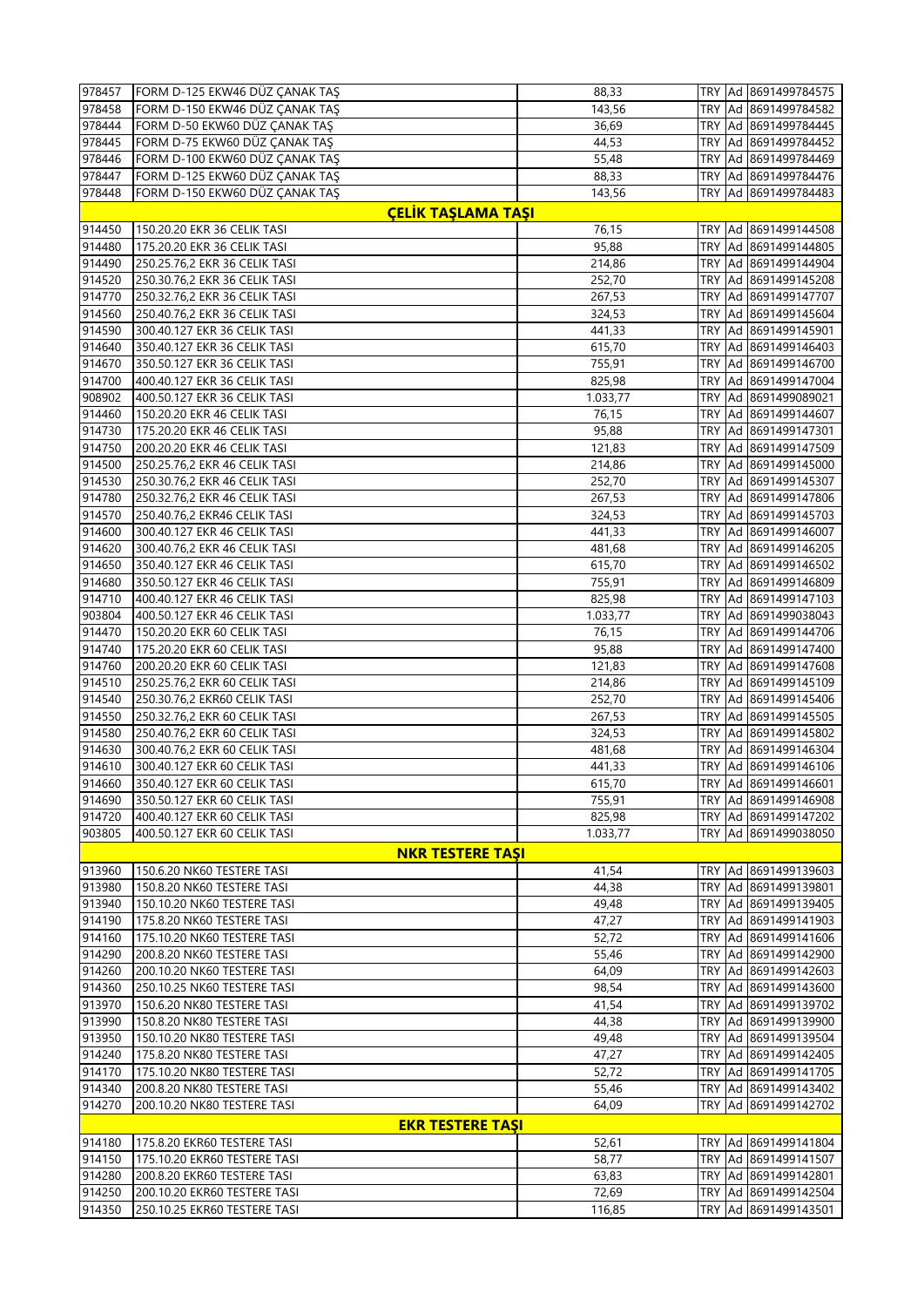| | | | | | |
|---|---|---|---|---|---|
| 978457 | FORM D-125 EKW46 DÜZ ÇANAK TAŞ | 88,33 | TRY | Ad | 8691499784575 |
| 978458 | FORM D-150 EKW46 DÜZ ÇANAK TAŞ | 143,56 | TRY | Ad | 8691499784582 |
| 978444 | FORM D-50 EKW60 DÜZ ÇANAK TAŞ | 36,69 | TRY | Ad | 8691499784445 |
| 978445 | FORM D-75 EKW60 DÜZ ÇANAK TAŞ | 44,53 | TRY | Ad | 8691499784452 |
| 978446 | FORM D-100 EKW60 DÜZ ÇANAK TAŞ | 55,48 | TRY | Ad | 8691499784469 |
| 978447 | FORM D-125 EKW60 DÜZ ÇANAK TAŞ | 88,33 | TRY | Ad | 8691499784476 |
| 978448 | FORM D-150 EKW60 DÜZ ÇANAK TAŞ | 143,56 | TRY | Ad | 8691499784483 |
| | **ÇELİK TAŞLAMA TAŞI** | | | | |
| 914450 | 150.20.20 EKR 36 CELIK TASI | 76,15 | TRY | Ad | 8691499144508 |
| 914480 | 175.20.20 EKR 36 CELIK TASI | 95,88 | TRY | Ad | 8691499144805 |
| 914490 | 250.25.76,2 EKR 36 CELIK TASI | 214,86 | TRY | Ad | 8691499144904 |
| 914520 | 250.30.76,2 EKR 36 CELIK TASI | 252,70 | TRY | Ad | 8691499145208 |
| 914770 | 250.32.76,2 EKR 36 CELIK TASI | 267,53 | TRY | Ad | 8691499147707 |
| 914560 | 250.40.76,2 EKR 36 CELIK TASI | 324,53 | TRY | Ad | 8691499145604 |
| 914590 | 300.40.127 EKR 36 CELIK TASI | 441,33 | TRY | Ad | 8691499145901 |
| 914640 | 350.40.127 EKR 36 CELIK TASI | 615,70 | TRY | Ad | 8691499146403 |
| 914670 | 350.50.127 EKR 36 CELIK TASI | 755,91 | TRY | Ad | 8691499146700 |
| 914700 | 400.40.127 EKR 36 CELIK TASI | 825,98 | TRY | Ad | 8691499147004 |
| 908902 | 400.50.127 EKR 36 CELIK TASI | 1.033,77 | TRY | Ad | 8691499089021 |
| 914460 | 150.20.20 EKR 46 CELIK TASI | 76,15 | TRY | Ad | 8691499144607 |
| 914730 | 175.20.20 EKR 46 CELIK TASI | 95,88 | TRY | Ad | 8691499147301 |
| 914750 | 200.20.20 EKR 46 CELIK TASI | 121,83 | TRY | Ad | 8691499147509 |
| 914500 | 250.25.76,2 EKR 46 CELIK TASI | 214,86 | TRY | Ad | 8691499145000 |
| 914530 | 250.30.76,2 EKR 46 CELIK TASI | 252,70 | TRY | Ad | 8691499145307 |
| 914780 | 250.32.76,2 EKR 46 CELIK TASI | 267,53 | TRY | Ad | 8691499147806 |
| 914570 | 250.40.76,2 EKR46 CELIK TASI | 324,53 | TRY | Ad | 8691499145703 |
| 914600 | 300.40.127 EKR 46 CELIK TASI | 441,33 | TRY | Ad | 8691499146007 |
| 914620 | 300.40.76,2 EKR 46 CELIK TASI | 481,68 | TRY | Ad | 8691499146205 |
| 914650 | 350.40.127 EKR 46 CELIK TASI | 615,70 | TRY | Ad | 8691499146502 |
| 914680 | 350.50.127 EKR 46 CELIK TASI | 755,91 | TRY | Ad | 8691499146809 |
| 914710 | 400.40.127 EKR 46 CELIK TASI | 825,98 | TRY | Ad | 8691499147103 |
| 903804 | 400.50.127 EKR 46 CELIK TASI | 1.033,77 | TRY | Ad | 8691499038043 |
| 914470 | 150.20.20 EKR 60 CELIK TASI | 76,15 | TRY | Ad | 8691499144706 |
| 914740 | 175.20.20 EKR 60 CELIK TASI | 95,88 | TRY | Ad | 8691499147400 |
| 914760 | 200.20.20 EKR 60 CELIK TASI | 121,83 | TRY | Ad | 8691499147608 |
| 914510 | 250.25.76,2 EKR 60 CELIK TASI | 214,86 | TRY | Ad | 8691499145109 |
| 914540 | 250.30.76,2 EKR60 CELIK TASI | 252,70 | TRY | Ad | 8691499145406 |
| 914550 | 250.32.76,2 EKR 60 CELIK TASI | 267,53 | TRY | Ad | 8691499145505 |
| 914580 | 250.40.76,2 EKR 60 CELIK TASI | 324,53 | TRY | Ad | 8691499145802 |
| 914630 | 300.40.76,2 EKR 60 CELIK TASI | 481,68 | TRY | Ad | 8691499146304 |
| 914610 | 300.40.127 EKR 60 CELIK TASI | 441,33 | TRY | Ad | 8691499146106 |
| 914660 | 350.40.127 EKR 60 CELIK TASI | 615,70 | TRY | Ad | 8691499146601 |
| 914690 | 350.50.127 EKR 60 CELIK TASI | 755,91 | TRY | Ad | 8691499146908 |
| 914720 | 400.40.127 EKR 60 CELIK TASI | 825,98 | TRY | Ad | 8691499147202 |
| 903805 | 400.50.127 EKR 60 CELIK TASI | 1.033,77 | TRY | Ad | 8691499038050 |
| | **NKR TESTERE TAŞI** | | | | |
| 913960 | 150.6.20 NK60 TESTERE TASI | 41,54 | TRY | Ad | 8691499139603 |
| 913980 | 150.8.20 NK60 TESTERE TASI | 44,38 | TRY | Ad | 8691499139801 |
| 913940 | 150.10.20 NK60 TESTERE TASI | 49,48 | TRY | Ad | 8691499139405 |
| 914190 | 175.8.20 NK60 TESTERE TASI | 47,27 | TRY | Ad | 8691499141903 |
| 914160 | 175.10.20 NK60 TESTERE TASI | 52,72 | TRY | Ad | 8691499141606 |
| 914290 | 200.8.20 NK60 TESTERE TASI | 55,46 | TRY | Ad | 8691499142900 |
| 914260 | 200.10.20 NK60 TESTERE TASI | 64,09 | TRY | Ad | 8691499142603 |
| 914360 | 250.10.25 NK60 TESTERE TASI | 98,54 | TRY | Ad | 8691499143600 |
| 913970 | 150.6.20 NK80 TESTERE TASI | 41,54 | TRY | Ad | 8691499139702 |
| 913990 | 150.8.20 NK80 TESTERE TASI | 44,38 | TRY | Ad | 8691499139900 |
| 913950 | 150.10.20 NK80 TESTERE TASI | 49,48 | TRY | Ad | 8691499139504 |
| 914240 | 175.8.20 NK80 TESTERE TASI | 47,27 | TRY | Ad | 8691499142405 |
| 914170 | 175.10.20 NK80 TESTERE TASI | 52,72 | TRY | Ad | 8691499141705 |
| 914340 | 200.8.20 NK80 TESTERE TASI | 55,46 | TRY | Ad | 8691499143402 |
| 914270 | 200.10.20 NK80 TESTERE TASI | 64,09 | TRY | Ad | 8691499142702 |
| | **EKR TESTERE TAŞI** | | | | |
| 914180 | 175.8.20 EKR60 TESTERE TASI | 52,61 | TRY | Ad | 8691499141804 |
| 914150 | 175.10.20 EKR60 TESTERE TASI | 58,77 | TRY | Ad | 8691499141507 |
| 914280 | 200.8.20 EKR60 TESTERE TASI | 63,83 | TRY | Ad | 8691499142801 |
| 914250 | 200.10.20 EKR60 TESTERE TASI | 72,69 | TRY | Ad | 8691499142504 |
| 914350 | 250.10.25 EKR60 TESTERE TASI | 116,85 | TRY | Ad | 8691499143501 |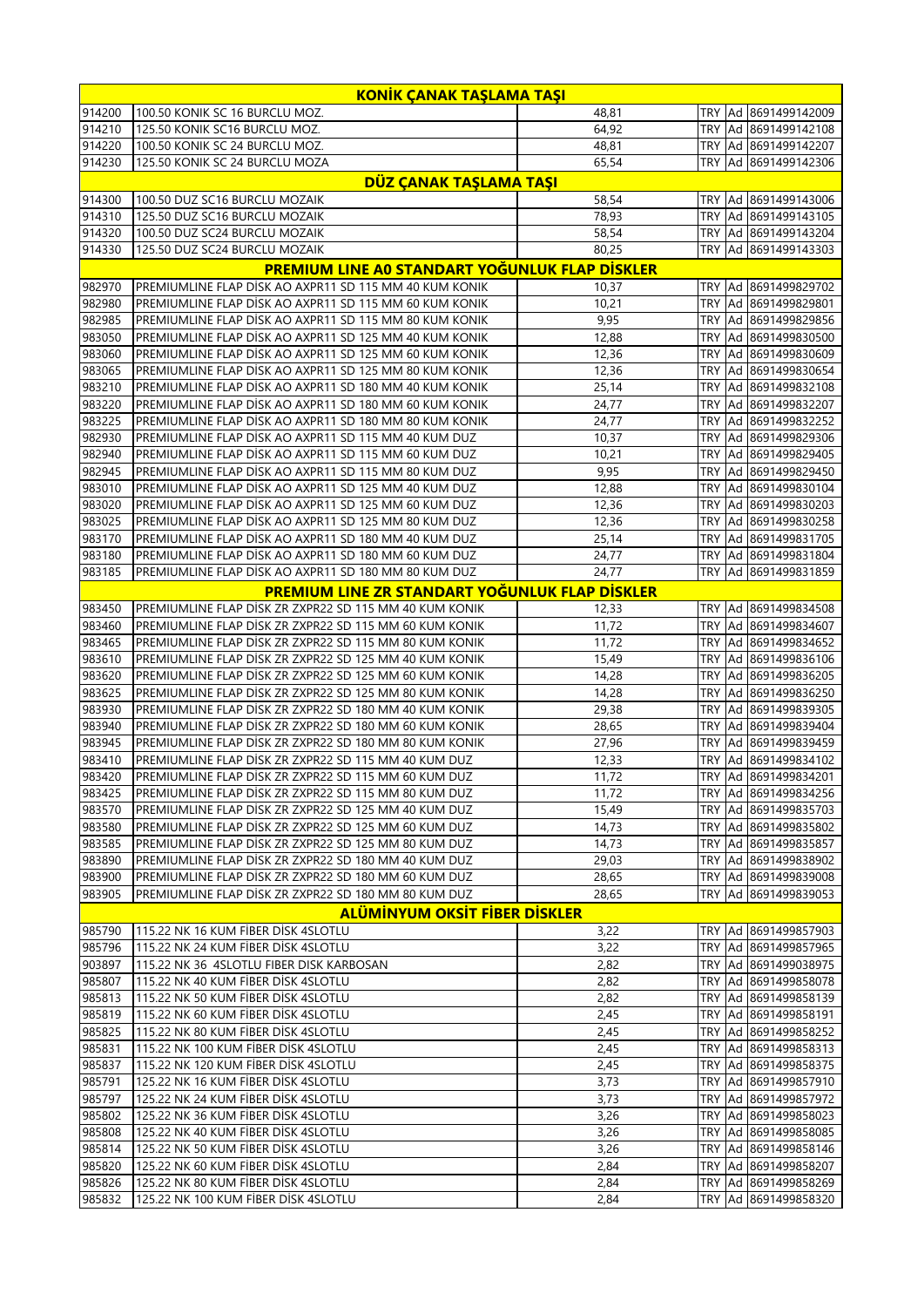| | **KONİK ÇANAK TAŞLAMA TAŞI** | | | | |
|---|---|---|---|---|---|
| 914200 | 100.50 KONIK SC 16 BURCLU MOZ. | 48,81 | TRY | Ad | 8691499142009 |
| 914210 | 125.50 KONIK SC16 BURCLU MOZ. | 64,92 | TRY | Ad | 8691499142108 |
| 914220 | 100.50 KONIK SC 24 BURCLU MOZ. | 48,81 | TRY | Ad | 8691499142207 |
| 914230 | 125.50 KONIK SC 24 BURCLU MOZA | 65,54 | TRY | Ad | 8691499142306 |
| | **DÜZ ÇANAK TAŞLAMA TAŞI** | | | | |
| 914300 | 100.50 DUZ SC16 BURCLU MOZAIK | 58,54 | TRY | Ad | 8691499143006 |
| 914310 | 125.50 DUZ SC16 BURCLU MOZAIK | 78,93 | TRY | Ad | 8691499143105 |
| 914320 | 100.50 DUZ SC24 BURCLU MOZAIK | 58,54 | TRY | Ad | 8691499143204 |
| 914330 | 125.50 DUZ SC24 BURCLU MOZAIK | 80,25 | TRY | Ad | 8691499143303 |
| | **PREMIUM LINE A0 STANDART YOĞUNLUK FLAP DİSKLER** | | | | |
| 982970 | PREMIUMLINE FLAP DİSK AO AXPR11 SD 115 MM 40 KUM KONIK | 10,37 | TRY | Ad | 8691499829702 |
| 982980 | PREMIUMLINE FLAP DİSK AO AXPR11 SD 115 MM 60 KUM KONIK | 10,21 | TRY | Ad | 8691499829801 |
| 982985 | PREMIUMLINE FLAP DİSK AO AXPR11 SD 115 MM 80 KUM KONIK | 9,95 | TRY | Ad | 8691499829856 |
| 983050 | PREMIUMLINE FLAP DİSK AO AXPR11 SD 125 MM 40 KUM KONIK | 12,88 | TRY | Ad | 8691499830500 |
| 983060 | PREMIUMLINE FLAP DİSK AO AXPR11 SD 125 MM 60 KUM KONIK | 12,36 | TRY | Ad | 8691499830609 |
| 983065 | PREMIUMLINE FLAP DİSK AO AXPR11 SD 125 MM 80 KUM KONIK | 12,36 | TRY | Ad | 8691499830654 |
| 983210 | PREMIUMLINE FLAP DİSK AO AXPR11 SD 180 MM 40 KUM KONIK | 25,14 | TRY | Ad | 8691499832108 |
| 983220 | PREMIUMLINE FLAP DİSK AO AXPR11 SD 180 MM 60 KUM KONIK | 24,77 | TRY | Ad | 8691499832207 |
| 983225 | PREMIUMLINE FLAP DİSK AO AXPR11 SD 180 MM 80 KUM KONIK | 24,77 | TRY | Ad | 8691499832252 |
| 982930 | PREMIUMLINE FLAP DİSK AO AXPR11 SD 115 MM 40 KUM DUZ | 10,37 | TRY | Ad | 8691499829306 |
| 982940 | PREMIUMLINE FLAP DİSK AO AXPR11 SD 115 MM 60 KUM DUZ | 10,21 | TRY | Ad | 8691499829405 |
| 982945 | PREMIUMLINE FLAP DİSK AO AXPR11 SD 115 MM 80 KUM DUZ | 9,95 | TRY | Ad | 8691499829450 |
| 983010 | PREMIUMLINE FLAP DİSK AO AXPR11 SD 125 MM 40 KUM DUZ | 12,88 | TRY | Ad | 8691499830104 |
| 983020 | PREMIUMLINE FLAP DİSK AO AXPR11 SD 125 MM 60 KUM DUZ | 12,36 | TRY | Ad | 8691499830203 |
| 983025 | PREMIUMLINE FLAP DİSK AO AXPR11 SD 125 MM 80 KUM DUZ | 12,36 | TRY | Ad | 8691499830258 |
| 983170 | PREMIUMLINE FLAP DİSK AO AXPR11 SD 180 MM 40 KUM DUZ | 25,14 | TRY | Ad | 8691499831705 |
| 983180 | PREMIUMLINE FLAP DİSK AO AXPR11 SD 180 MM 60 KUM DUZ | 24,77 | TRY | Ad | 8691499831804 |
| 983185 | PREMIUMLINE FLAP DİSK AO AXPR11 SD 180 MM 80 KUM DUZ | 24,77 | TRY | Ad | 8691499831859 |
| | **PREMIUM LINE ZR STANDART YOĞUNLUK FLAP DİSKLER** | | | | |
| 983450 | PREMIUMLINE FLAP DİSK ZR ZXPR22 SD 115 MM 40 KUM KONIK | 12,33 | TRY | Ad | 8691499834508 |
| 983460 | PREMIUMLINE FLAP DİSK ZR ZXPR22 SD 115 MM 60 KUM KONIK | 11,72 | TRY | Ad | 8691499834607 |
| 983465 | PREMIUMLINE FLAP DİSK ZR ZXPR22 SD 115 MM 80 KUM KONIK | 11,72 | TRY | Ad | 8691499834652 |
| 983610 | PREMIUMLINE FLAP DİSK ZR ZXPR22 SD 125 MM 40 KUM KONIK | 15,49 | TRY | Ad | 8691499836106 |
| 983620 | PREMIUMLINE FLAP DİSK ZR ZXPR22 SD 125 MM 60 KUM KONIK | 14,28 | TRY | Ad | 8691499836205 |
| 983625 | PREMIUMLINE FLAP DİSK ZR ZXPR22 SD 125 MM 80 KUM KONIK | 14,28 | TRY | Ad | 8691499836250 |
| 983930 | PREMIUMLINE FLAP DİSK ZR ZXPR22 SD 180 MM 40 KUM KONIK | 29,38 | TRY | Ad | 8691499839305 |
| 983940 | PREMIUMLINE FLAP DİSK ZR ZXPR22 SD 180 MM 60 KUM KONIK | 28,65 | TRY | Ad | 8691499839404 |
| 983945 | PREMIUMLINE FLAP DİSK ZR ZXPR22 SD 180 MM 80 KUM KONIK | 27,96 | TRY | Ad | 8691499839459 |
| 983410 | PREMIUMLINE FLAP DİSK ZR ZXPR22 SD 115 MM 40 KUM DUZ | 12,33 | TRY | Ad | 8691499834102 |
| 983420 | PREMIUMLINE FLAP DİSK ZR ZXPR22 SD 115 MM 60 KUM DUZ | 11,72 | TRY | Ad | 8691499834201 |
| 983425 | PREMIUMLINE FLAP DİSK ZR ZXPR22 SD 115 MM 80 KUM DUZ | 11,72 | TRY | Ad | 8691499834256 |
| 983570 | PREMIUMLINE FLAP DİSK ZR ZXPR22 SD 125 MM 40 KUM DUZ | 15,49 | TRY | Ad | 8691499835703 |
| 983580 | PREMIUMLINE FLAP DİSK ZR ZXPR22 SD 125 MM 60 KUM DUZ | 14,73 | TRY | Ad | 8691499835802 |
| 983585 | PREMIUMLINE FLAP DİSK ZR ZXPR22 SD 125 MM 80 KUM DUZ | 14,73 | TRY | Ad | 8691499835857 |
| 983890 | PREMIUMLINE FLAP DİSK ZR ZXPR22 SD 180 MM 40 KUM DUZ | 29,03 | TRY | Ad | 8691499838902 |
| 983900 | PREMIUMLINE FLAP DİSK ZR ZXPR22 SD 180 MM 60 KUM DUZ | 28,65 | TRY | Ad | 8691499839008 |
| 983905 | PREMIUMLINE FLAP DİSK ZR ZXPR22 SD 180 MM 80 KUM DUZ | 28,65 | TRY | Ad | 8691499839053 |
| | **ALÜMİNYUM OKSİT FİBER DİSKLER** | | | | |
| 985790 | 115.22 NK 16 KUM FİBER DİSK 4SLOTLU | 3,22 | TRY | Ad | 8691499857903 |
| 985796 | 115.22 NK 24 KUM FİBER DİSK 4SLOTLU | 3,22 | TRY | Ad | 8691499857965 |
| 903897 | 115.22 NK 36 4SLOTLU FIBER DISK KARBOSAN | 2,82 | TRY | Ad | 8691499038975 |
| 985807 | 115.22 NK 40 KUM FİBER DİSK 4SLOTLU | 2,82 | TRY | Ad | 8691499858078 |
| 985813 | 115.22 NK 50 KUM FİBER DİSK 4SLOTLU | 2,82 | TRY | Ad | 8691499858139 |
| 985819 | 115.22 NK 60 KUM FİBER DİSK 4SLOTLU | 2,45 | TRY | Ad | 8691499858191 |
| 985825 | 115.22 NK 80 KUM FİBER DİSK 4SLOTLU | 2,45 | TRY | Ad | 8691499858252 |
| 985831 | 115.22 NK 100 KUM FİBER DİSK 4SLOTLU | 2,45 | TRY | Ad | 8691499858313 |
| 985837 | 115.22 NK 120 KUM FİBER DİSK 4SLOTLU | 2,45 | TRY | Ad | 8691499858375 |
| 985791 | 125.22 NK 16 KUM FİBER DİSK 4SLOTLU | 3,73 | TRY | Ad | 8691499857910 |
| 985797 | 125.22 NK 24 KUM FİBER DİSK 4SLOTLU | 3,73 | TRY | Ad | 8691499857972 |
| 985802 | 125.22 NK 36 KUM FİBER DİSK 4SLOTLU | 3,26 | TRY | Ad | 8691499858023 |
| 985808 | 125.22 NK 40 KUM FİBER DİSK 4SLOTLU | 3,26 | TRY | Ad | 8691499858085 |
| 985814 | 125.22 NK 50 KUM FİBER DİSK 4SLOTLU | 3,26 | TRY | Ad | 8691499858146 |
| 985820 | 125.22 NK 60 KUM FİBER DİSK 4SLOTLU | 2,84 | TRY | Ad | 8691499858207 |
| 985826 | 125.22 NK 80 KUM FİBER DİSK 4SLOTLU | 2,84 | TRY | Ad | 8691499858269 |
| 985832 | 125.22 NK 100 KUM FİBER DİSK 4SLOTLU | 2,84 | TRY | Ad | 8691499858320 |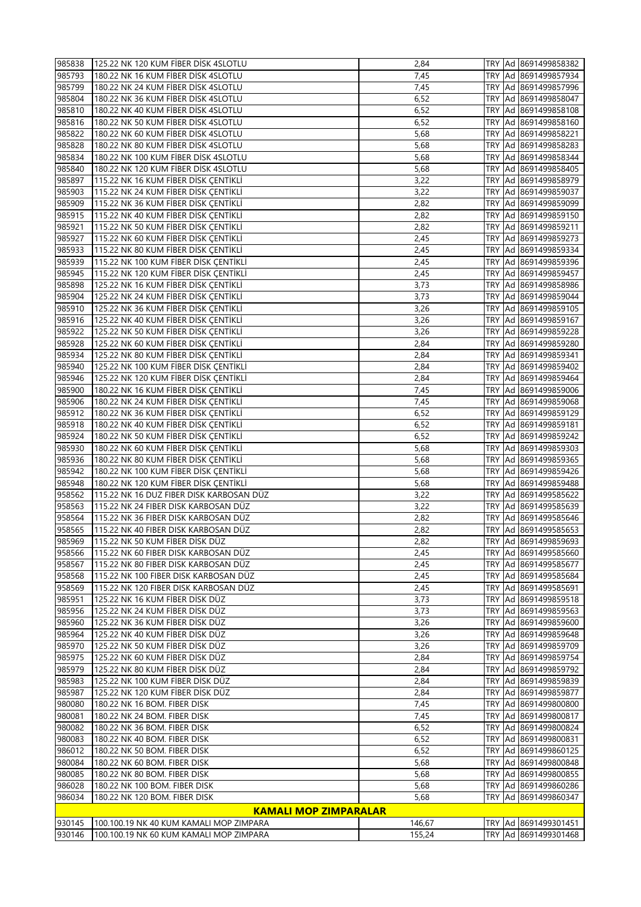| | | | | | |
|---|---|---|---|---|---|
| 985838 | 125.22 NK 120 KUM FİBER DİSK 4SLOTLU | 2,84 | TRY | Ad | 8691499858382 |
| 985793 | 180.22 NK 16 KUM FİBER DİSK 4SLOTLU | 7,45 | TRY | Ad | 8691499857934 |
| 985799 | 180.22 NK 24 KUM FİBER DİSK 4SLOTLU | 7,45 | TRY | Ad | 8691499857996 |
| 985804 | 180.22 NK 36 KUM FİBER DİSK 4SLOTLU | 6,52 | TRY | Ad | 8691499858047 |
| 985810 | 180.22 NK 40 KUM FİBER DİSK 4SLOTLU | 6,52 | TRY | Ad | 8691499858108 |
| 985816 | 180.22 NK 50 KUM FİBER DİSK 4SLOTLU | 6,52 | TRY | Ad | 8691499858160 |
| 985822 | 180.22 NK 60 KUM FİBER DİSK 4SLOTLU | 5,68 | TRY | Ad | 8691499858221 |
| 985828 | 180.22 NK 80 KUM FİBER DİSK 4SLOTLU | 5,68 | TRY | Ad | 8691499858283 |
| 985834 | 180.22 NK 100 KUM FİBER DİSK 4SLOTLU | 5,68 | TRY | Ad | 8691499858344 |
| 985840 | 180.22 NK 120 KUM FİBER DİSK 4SLOTLU | 5,68 | TRY | Ad | 8691499858405 |
| 985897 | 115.22 NK 16 KUM FİBER DİSK ÇENTİKLİ | 3,22 | TRY | Ad | 8691499858979 |
| 985903 | 115.22 NK 24 KUM FİBER DİSK ÇENTİKLİ | 3,22 | TRY | Ad | 8691499859037 |
| 985909 | 115.22 NK 36 KUM FİBER DİSK ÇENTİKLİ | 2,82 | TRY | Ad | 8691499859099 |
| 985915 | 115.22 NK 40 KUM FİBER DİSK ÇENTİKLİ | 2,82 | TRY | Ad | 8691499859150 |
| 985921 | 115.22 NK 50 KUM FİBER DİSK ÇENTİKLİ | 2,82 | TRY | Ad | 8691499859211 |
| 985927 | 115.22 NK 60 KUM FİBER DİSK ÇENTİKLİ | 2,45 | TRY | Ad | 8691499859273 |
| 985933 | 115.22 NK 80 KUM FİBER DİSK ÇENTİKLİ | 2,45 | TRY | Ad | 8691499859334 |
| 985939 | 115.22 NK 100 KUM FİBER DİSK ÇENTİKLİ | 2,45 | TRY | Ad | 8691499859396 |
| 985945 | 115.22 NK 120 KUM FİBER DİSK ÇENTİKLİ | 2,45 | TRY | Ad | 8691499859457 |
| 985898 | 125.22 NK 16 KUM FİBER DİSK ÇENTİKLİ | 3,73 | TRY | Ad | 8691499858986 |
| 985904 | 125.22 NK 24 KUM FİBER DİSK ÇENTİKLİ | 3,73 | TRY | Ad | 8691499859044 |
| 985910 | 125.22 NK 36 KUM FİBER DİSK ÇENTİKLİ | 3,26 | TRY | Ad | 8691499859105 |
| 985916 | 125.22 NK 40 KUM FİBER DİSK ÇENTİKLİ | 3,26 | TRY | Ad | 8691499859167 |
| 985922 | 125.22 NK 50 KUM FİBER DİSK ÇENTİKLİ | 3,26 | TRY | Ad | 8691499859228 |
| 985928 | 125.22 NK 60 KUM FİBER DİSK ÇENTİKLİ | 2,84 | TRY | Ad | 8691499859280 |
| 985934 | 125.22 NK 80 KUM FİBER DİSK ÇENTİKLİ | 2,84 | TRY | Ad | 8691499859341 |
| 985940 | 125.22 NK 100 KUM FİBER DİSK ÇENTİKLİ | 2,84 | TRY | Ad | 8691499859402 |
| 985946 | 125.22 NK 120 KUM FİBER DİSK ÇENTİKLİ | 2,84 | TRY | Ad | 8691499859464 |
| 985900 | 180.22 NK 16 KUM FİBER DİSK ÇENTİKLİ | 7,45 | TRY | Ad | 8691499859006 |
| 985906 | 180.22 NK 24 KUM FİBER DİSK ÇENTİKLİ | 7,45 | TRY | Ad | 8691499859068 |
| 985912 | 180.22 NK 36 KUM FİBER DİSK ÇENTİKLİ | 6,52 | TRY | Ad | 8691499859129 |
| 985918 | 180.22 NK 40 KUM FİBER DİSK ÇENTİKLİ | 6,52 | TRY | Ad | 8691499859181 |
| 985924 | 180.22 NK 50 KUM FİBER DİSK ÇENTİKLİ | 6,52 | TRY | Ad | 8691499859242 |
| 985930 | 180.22 NK 60 KUM FİBER DİSK ÇENTİKLİ | 5,68 | TRY | Ad | 8691499859303 |
| 985936 | 180.22 NK 80 KUM FİBER DİSK ÇENTİKLİ | 5,68 | TRY | Ad | 8691499859365 |
| 985942 | 180.22 NK 100 KUM FİBER DİSK ÇENTİKLİ | 5,68 | TRY | Ad | 8691499859426 |
| 985948 | 180.22 NK 120 KUM FİBER DİSK ÇENTİKLİ | 5,68 | TRY | Ad | 8691499859488 |
| 958562 | 115.22 NK 16 DUZ FIBER DISK KARBOSAN DÜZ | 3,22 | TRY | Ad | 8691499585622 |
| 958563 | 115.22 NK 24 FIBER DISK KARBOSAN DÜZ | 3,22 | TRY | Ad | 8691499585639 |
| 958564 | 115.22 NK 36 FIBER DISK KARBOSAN DÜZ | 2,82 | TRY | Ad | 8691499585646 |
| 958565 | 115.22 NK 40 FIBER DISK KARBOSAN DÜZ | 2,82 | TRY | Ad | 8691499585653 |
| 985969 | 115.22 NK 50 KUM FİBER DİSK DÜZ | 2,82 | TRY | Ad | 8691499859693 |
| 958566 | 115.22 NK 60 FIBER DISK KARBOSAN DÜZ | 2,45 | TRY | Ad | 8691499585660 |
| 958567 | 115.22 NK 80 FIBER DISK KARBOSAN DÜZ | 2,45 | TRY | Ad | 8691499585677 |
| 958568 | 115.22 NK 100 FIBER DISK KARBOSAN DÜZ | 2,45 | TRY | Ad | 8691499585684 |
| 958569 | 115.22 NK 120 FIBER DISK KARBOSAN DÜZ | 2,45 | TRY | Ad | 8691499585691 |
| 985951 | 125.22 NK 16 KUM FİBER DİSK DÜZ | 3,73 | TRY | Ad | 8691499859518 |
| 985956 | 125.22 NK 24 KUM FİBER DİSK DÜZ | 3,73 | TRY | Ad | 8691499859563 |
| 985960 | 125.22 NK 36 KUM FİBER DİSK DÜZ | 3,26 | TRY | Ad | 8691499859600 |
| 985964 | 125.22 NK 40 KUM FİBER DİSK DÜZ | 3,26 | TRY | Ad | 8691499859648 |
| 985970 | 125.22 NK 50 KUM FİBER DİSK DÜZ | 3,26 | TRY | Ad | 8691499859709 |
| 985975 | 125.22 NK 60 KUM FİBER DİSK DÜZ | 2,84 | TRY | Ad | 8691499859754 |
| 985979 | 125.22 NK 80 KUM FİBER DİSK DÜZ | 2,84 | TRY | Ad | 8691499859792 |
| 985983 | 125.22 NK 100 KUM FİBER DİSK DÜZ | 2,84 | TRY | Ad | 8691499859839 |
| 985987 | 125.22 NK 120 KUM FİBER DİSK DÜZ | 2,84 | TRY | Ad | 8691499859877 |
| 980080 | 180.22 NK 16 BOM. FIBER DISK | 7,45 | TRY | Ad | 8691499800800 |
| 980081 | 180.22 NK 24 BOM. FIBER DISK | 7,45 | TRY | Ad | 8691499800817 |
| 980082 | 180.22 NK 36 BOM. FIBER DISK | 6,52 | TRY | Ad | 8691499800824 |
| 980083 | 180.22 NK 40 BOM. FIBER DISK | 6,52 | TRY | Ad | 8691499800831 |
| 986012 | 180.22 NK 50 BOM. FIBER DISK | 6,52 | TRY | Ad | 8691499860125 |
| 980084 | 180.22 NK 60 BOM. FIBER DISK | 5,68 | TRY | Ad | 8691499800848 |
| 980085 | 180.22 NK 80 BOM. FIBER DISK | 5,68 | TRY | Ad | 8691499800855 |
| 986028 | 180.22 NK 100 BOM. FIBER DISK | 5,68 | TRY | Ad | 8691499860286 |
| 986034 | 180.22 NK 120 BOM. FIBER DISK | 5,68 | TRY | Ad | 8691499860347 |
| | **KAMALI MOP ZIMPARALAR** | | | | |
| 930145 | 100.100.19 NK 40 KUM KAMALI MOP ZIMPARA | 146,67 | TRY | Ad | 8691499301451 |
| 930146 | 100.100.19 NK 60 KUM KAMALI MOP ZIMPARA | 155,24 | TRY | Ad | 8691499301468 |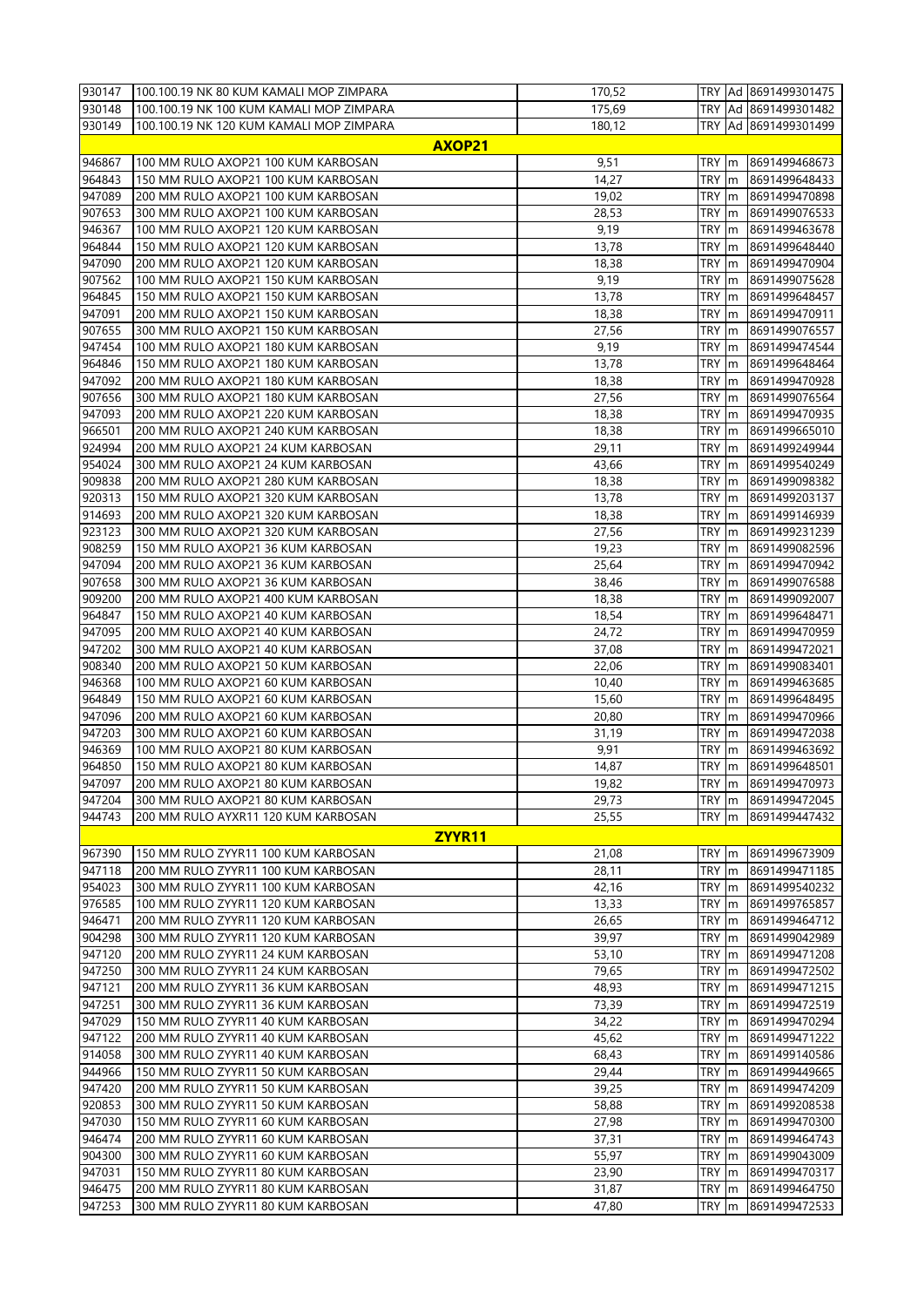| | | | | | |
|---|---|---|---|---|---|
| 930147 | 100.100.19 NK 80 KUM KAMALI MOP ZIMPARA | 170,52 | TRY | Ad | 8691499301475 |
| 930148 | 100.100.19 NK 100 KUM KAMALI MOP ZIMPARA | 175,69 | TRY | Ad | 8691499301482 |
| 930149 | 100.100.19 NK 120 KUM KAMALI MOP ZIMPARA | 180,12 | TRY | Ad | 8691499301499 |
| | **AXOP21** | | | | |
| 946867 | 100 MM RULO AXOP21 100 KUM KARBOSAN | 9,51 | TRY | m | 8691499468673 |
| 964843 | 150 MM RULO AXOP21 100 KUM KARBOSAN | 14,27 | TRY | m | 8691499648433 |
| 947089 | 200 MM RULO AXOP21 100 KUM KARBOSAN | 19,02 | TRY | m | 8691499470898 |
| 907653 | 300 MM RULO AXOP21 100 KUM KARBOSAN | 28,53 | TRY | m | 8691499076533 |
| 946367 | 100 MM RULO AXOP21 120 KUM KARBOSAN | 9,19 | TRY | m | 8691499463678 |
| 964844 | 150 MM RULO AXOP21 120 KUM KARBOSAN | 13,78 | TRY | m | 8691499648440 |
| 947090 | 200 MM RULO AXOP21 120 KUM KARBOSAN | 18,38 | TRY | m | 8691499470904 |
| 907562 | 100 MM RULO AXOP21 150 KUM KARBOSAN | 9,19 | TRY | m | 8691499075628 |
| 964845 | 150 MM RULO AXOP21 150 KUM KARBOSAN | 13,78 | TRY | m | 8691499648457 |
| 947091 | 200 MM RULO AXOP21 150 KUM KARBOSAN | 18,38 | TRY | m | 8691499470911 |
| 907655 | 300 MM RULO AXOP21 150 KUM KARBOSAN | 27,56 | TRY | m | 8691499076557 |
| 947454 | 100 MM RULO AXOP21 180 KUM KARBOSAN | 9,19 | TRY | m | 8691499474544 |
| 964846 | 150 MM RULO AXOP21 180 KUM KARBOSAN | 13,78 | TRY | m | 8691499648464 |
| 947092 | 200 MM RULO AXOP21 180 KUM KARBOSAN | 18,38 | TRY | m | 8691499470928 |
| 907656 | 300 MM RULO AXOP21 180 KUM KARBOSAN | 27,56 | TRY | m | 8691499076564 |
| 947093 | 200 MM RULO AXOP21 220 KUM KARBOSAN | 18,38 | TRY | m | 8691499470935 |
| 966501 | 200 MM RULO AXOP21 240 KUM KARBOSAN | 18,38 | TRY | m | 8691499665010 |
| 924994 | 200 MM RULO AXOP21 24 KUM KARBOSAN | 29,11 | TRY | m | 8691499249944 |
| 954024 | 300 MM RULO AXOP21 24 KUM KARBOSAN | 43,66 | TRY | m | 8691499540249 |
| 909838 | 200 MM RULO AXOP21 280 KUM KARBOSAN | 18,38 | TRY | m | 8691499098382 |
| 920313 | 150 MM RULO AXOP21 320 KUM KARBOSAN | 13,78 | TRY | m | 8691499203137 |
| 914693 | 200 MM RULO AXOP21 320 KUM KARBOSAN | 18,38 | TRY | m | 8691499146939 |
| 923123 | 300 MM RULO AXOP21 320 KUM KARBOSAN | 27,56 | TRY | m | 8691499231239 |
| 908259 | 150 MM RULO AXOP21 36 KUM KARBOSAN | 19,23 | TRY | m | 8691499082596 |
| 947094 | 200 MM RULO AXOP21 36 KUM KARBOSAN | 25,64 | TRY | m | 8691499470942 |
| 907658 | 300 MM RULO AXOP21 36 KUM KARBOSAN | 38,46 | TRY | m | 8691499076588 |
| 909200 | 200 MM RULO AXOP21 400 KUM KARBOSAN | 18,38 | TRY | m | 8691499092007 |
| 964847 | 150 MM RULO AXOP21 40 KUM KARBOSAN | 18,54 | TRY | m | 8691499648471 |
| 947095 | 200 MM RULO AXOP21 40 KUM KARBOSAN | 24,72 | TRY | m | 8691499470959 |
| 947202 | 300 MM RULO AXOP21 40 KUM KARBOSAN | 37,08 | TRY | m | 8691499472021 |
| 908340 | 200 MM RULO AXOP21 50 KUM KARBOSAN | 22,06 | TRY | m | 8691499083401 |
| 946368 | 100 MM RULO AXOP21 60 KUM KARBOSAN | 10,40 | TRY | m | 8691499463685 |
| 964849 | 150 MM RULO AXOP21 60 KUM KARBOSAN | 15,60 | TRY | m | 8691499648495 |
| 947096 | 200 MM RULO AXOP21 60 KUM KARBOSAN | 20,80 | TRY | m | 8691499470966 |
| 947203 | 300 MM RULO AXOP21 60 KUM KARBOSAN | 31,19 | TRY | m | 8691499472038 |
| 946369 | 100 MM RULO AXOP21 80 KUM KARBOSAN | 9,91 | TRY | m | 8691499463692 |
| 964850 | 150 MM RULO AXOP21 80 KUM KARBOSAN | 14,87 | TRY | m | 8691499648501 |
| 947097 | 200 MM RULO AXOP21 80 KUM KARBOSAN | 19,82 | TRY | m | 8691499470973 |
| 947204 | 300 MM RULO AXOP21 80 KUM KARBOSAN | 29,73 | TRY | m | 8691499472045 |
| 944743 | 200 MM RULO AYXR11 120 KUM KARBOSAN | 25,55 | TRY | m | 8691499447432 |
| | **ZYYR11** | | | | |
| 967390 | 150 MM RULO ZYYR11 100 KUM KARBOSAN | 21,08 | TRY | m | 8691499673909 |
| 947118 | 200 MM RULO ZYYR11 100 KUM KARBOSAN | 28,11 | TRY | m | 8691499471185 |
| 954023 | 300 MM RULO ZYYR11 100 KUM KARBOSAN | 42,16 | TRY | m | 8691499540232 |
| 976585 | 100 MM RULO ZYYR11 120 KUM KARBOSAN | 13,33 | TRY | m | 8691499765857 |
| 946471 | 200 MM RULO ZYYR11 120 KUM KARBOSAN | 26,65 | TRY | m | 8691499464712 |
| 904298 | 300 MM RULO ZYYR11 120 KUM KARBOSAN | 39,97 | TRY | m | 8691499042989 |
| 947120 | 200 MM RULO ZYYR11 24 KUM KARBOSAN | 53,10 | TRY | m | 8691499471208 |
| 947250 | 300 MM RULO ZYYR11 24 KUM KARBOSAN | 79,65 | TRY | m | 8691499472502 |
| 947121 | 200 MM RULO ZYYR11 36 KUM KARBOSAN | 48,93 | TRY | m | 8691499471215 |
| 947251 | 300 MM RULO ZYYR11 36 KUM KARBOSAN | 73,39 | TRY | m | 8691499472519 |
| 947029 | 150 MM RULO ZYYR11 40 KUM KARBOSAN | 34,22 | TRY | m | 8691499470294 |
| 947122 | 200 MM RULO ZYYR11 40 KUM KARBOSAN | 45,62 | TRY | m | 8691499471222 |
| 914058 | 300 MM RULO ZYYR11 40 KUM KARBOSAN | 68,43 | TRY | m | 8691499140586 |
| 944966 | 150 MM RULO ZYYR11 50 KUM KARBOSAN | 29,44 | TRY | m | 8691499449665 |
| 947420 | 200 MM RULO ZYYR11 50 KUM KARBOSAN | 39,25 | TRY | m | 8691499474209 |
| 920853 | 300 MM RULO ZYYR11 50 KUM KARBOSAN | 58,88 | TRY | m | 8691499208538 |
| 947030 | 150 MM RULO ZYYR11 60 KUM KARBOSAN | 27,98 | TRY | m | 8691499470300 |
| 946474 | 200 MM RULO ZYYR11 60 KUM KARBOSAN | 37,31 | TRY | m | 8691499464743 |
| 904300 | 300 MM RULO ZYYR11 60 KUM KARBOSAN | 55,97 | TRY | m | 8691499043009 |
| 947031 | 150 MM RULO ZYYR11 80 KUM KARBOSAN | 23,90 | TRY | m | 8691499470317 |
| 946475 | 200 MM RULO ZYYR11 80 KUM KARBOSAN | 31,87 | TRY | m | 8691499464750 |
| 947253 | 300 MM RULO ZYYR11 80 KUM KARBOSAN | 47,80 | TRY | m | 8691499472533 |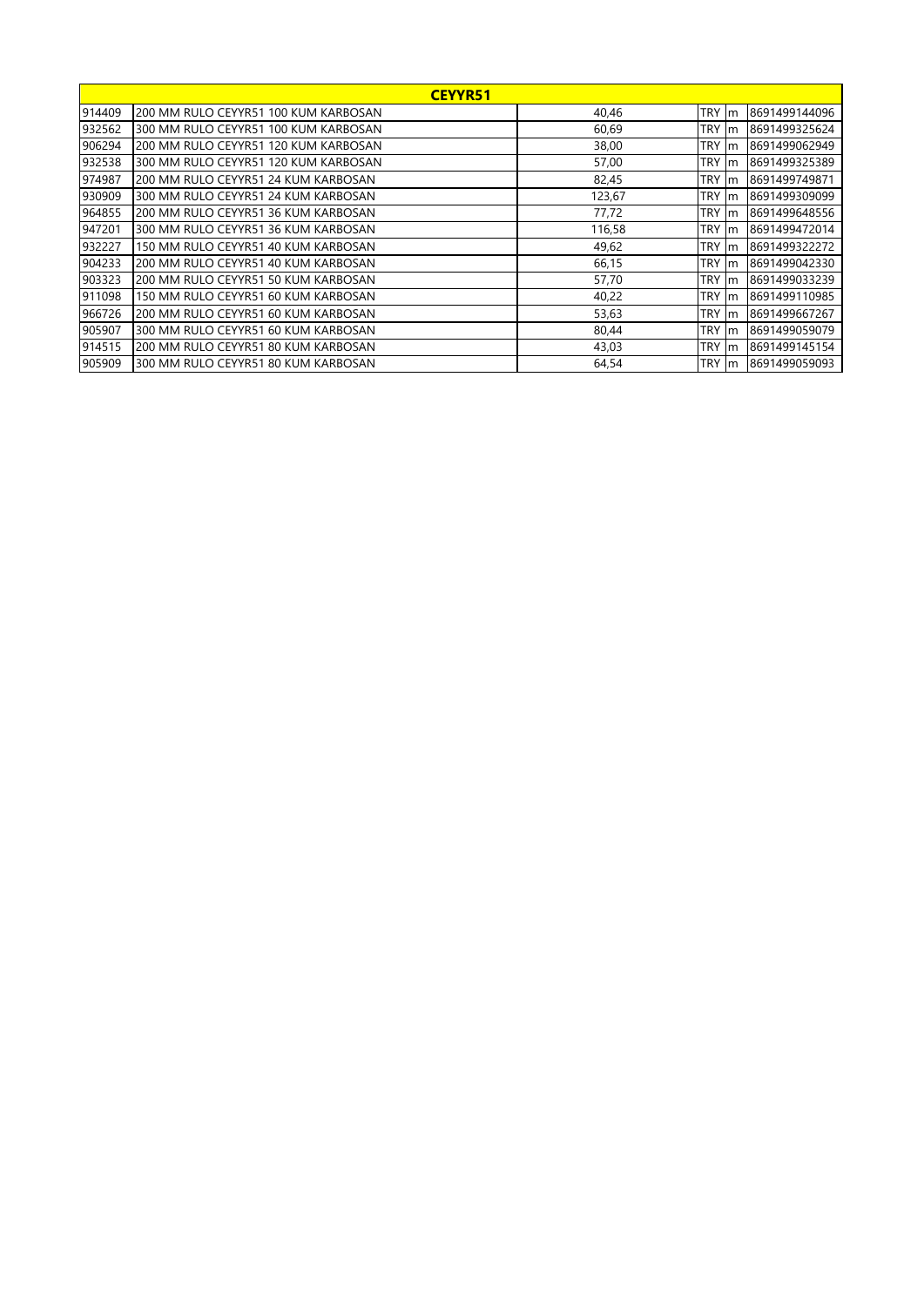| CEYYR51 | | | | | |
|---|---|---|---|---|---|
| 914409 | 200 MM RULO CEYYR51 100 KUM KARBOSAN | 40,46 | TRY | m | 8691499144096 |
| 932562 | 300 MM RULO CEYYR51 100 KUM KARBOSAN | 60,69 | TRY | m | 8691499325624 |
| 906294 | 200 MM RULO CEYYR51 120 KUM KARBOSAN | 38,00 | TRY | m | 8691499062949 |
| 932538 | 300 MM RULO CEYYR51 120 KUM KARBOSAN | 57,00 | TRY | m | 8691499325389 |
| 974987 | 200 MM RULO CEYYR51 24 KUM KARBOSAN | 82,45 | TRY | m | 8691499749871 |
| 930909 | 300 MM RULO CEYYR51 24 KUM KARBOSAN | 123,67 | TRY | m | 8691499309099 |
| 964855 | 200 MM RULO CEYYR51 36 KUM KARBOSAN | 77,72 | TRY | m | 8691499648556 |
| 947201 | 300 MM RULO CEYYR51 36 KUM KARBOSAN | 116,58 | TRY | m | 8691499472014 |
| 932227 | 150 MM RULO CEYYR51 40 KUM KARBOSAN | 49,62 | TRY | m | 8691499322272 |
| 904233 | 200 MM RULO CEYYR51 40 KUM KARBOSAN | 66,15 | TRY | m | 8691499042330 |
| 903323 | 200 MM RULO CEYYR51 50 KUM KARBOSAN | 57,70 | TRY | m | 8691499033239 |
| 911098 | 150 MM RULO CEYYR51 60 KUM KARBOSAN | 40,22 | TRY | m | 8691499110985 |
| 966726 | 200 MM RULO CEYYR51 60 KUM KARBOSAN | 53,63 | TRY | m | 8691499667267 |
| 905907 | 300 MM RULO CEYYR51 60 KUM KARBOSAN | 80,44 | TRY | m | 8691499059079 |
| 914515 | 200 MM RULO CEYYR51 80 KUM KARBOSAN | 43,03 | TRY | m | 8691499145154 |
| 905909 | 300 MM RULO CEYYR51 80 KUM KARBOSAN | 64,54 | TRY | m | 8691499059093 |